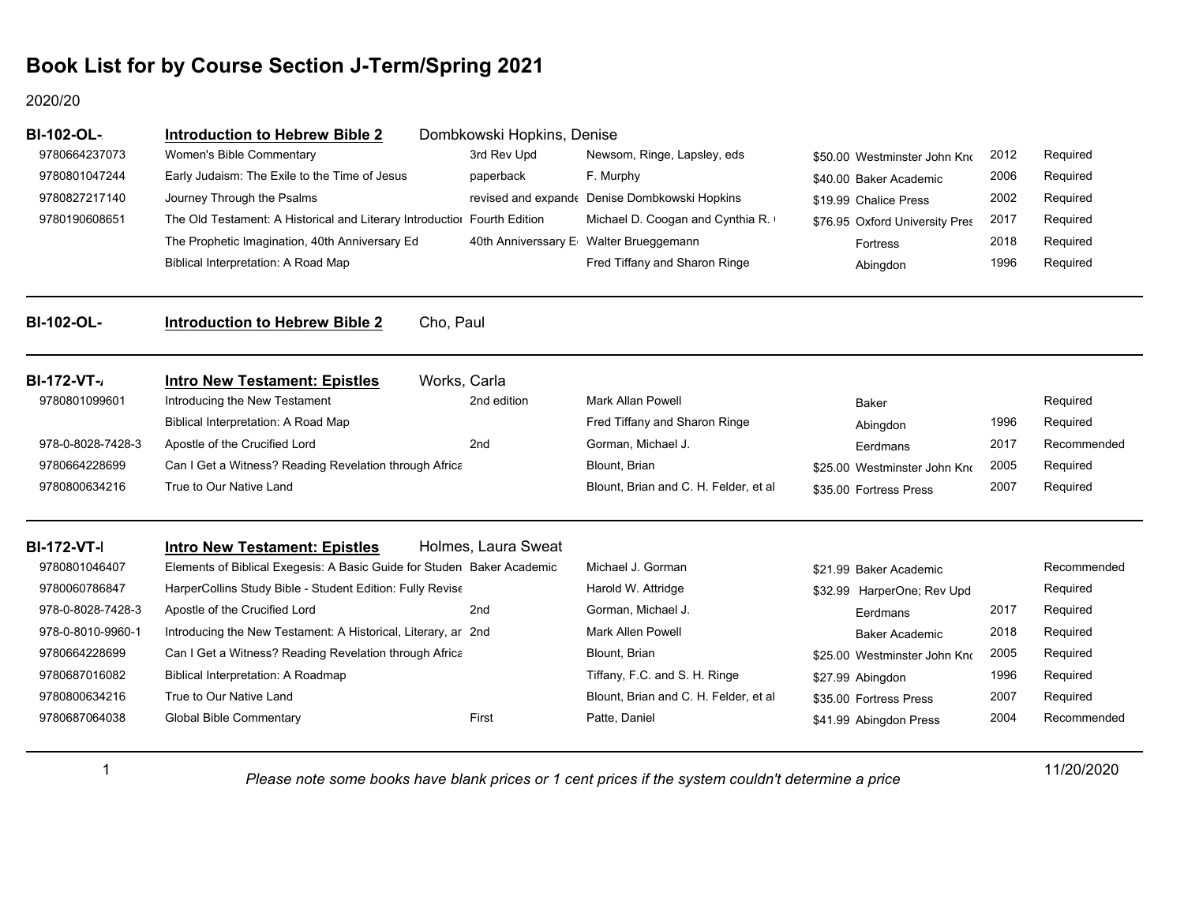# Book List for by Course Section J-Term/Spring 2021

2020/20

## BI-102-OL-. Introduction to Hebrew Bible 2 — Dombkowski Hopkins, Denise

| ISBN | Title | Edition | Author | Price | Publisher | Year | Status |
|---|---|---|---|---|---|---|---|
| 9780664237073 | Women's Bible Commentary | 3rd Rev Upd | Newsom, Ringe, Lapsley, eds | $50.00 | Westminster John Knc | 2012 | Required |
| 9780801047244 | Early Judaism: The Exile to the Time of Jesus | paperback | F. Murphy | $40.00 | Baker Academic | 2006 | Required |
| 9780827217140 | Journey Through the Psalms | revised and expande | Denise Dombkowski Hopkins | $19.99 | Chalice Press | 2002 | Required |
| 9780190608651 | The Old Testament: A Historical and Literary Introductioı | Fourth Edition | Michael D. Coogan and Cynthia R. ( | $76.95 | Oxford University Pres | 2017 | Required |
| | The Prophetic Imagination, 40th Anniversary Ed | 40th Anniverssary E | Walter Brueggemann | | Fortress | 2018 | Required |
| | Biblical Interpretation: A Road Map | | Fred Tiffany and Sharon Ringe | | Abingdon | 1996 | Required |

## BI-102-OL- Introduction to Hebrew Bible 2 — Cho, Paul

## BI-172-VT-/ Intro New Testament: Epistles — Works, Carla

| ISBN | Title | Edition | Author | Price | Publisher | Year | Status |
|---|---|---|---|---|---|---|---|
| 9780801099601 | Introducing the New Testament | 2nd edition | Mark Allan Powell | | Baker | | Required |
| | Biblical Interpretation: A Road Map | | Fred Tiffany and Sharon Ringe | | Abingdon | 1996 | Required |
| 978-0-8028-7428-3 | Apostle of the Crucified Lord | 2nd | Gorman, Michael J. | | Eerdmans | 2017 | Recommended |
| 9780664228699 | Can I Get a Witness? Reading Revelation through Africa | | Blount, Brian | $25.00 | Westminster John Knc | 2005 | Required |
| 9780800634216 | True to Our Native Land | | Blount, Brian and C. H. Felder, et al | $35.00 | Fortress Press | 2007 | Required |

## BI-172-VT-I Intro New Testament: Epistles — Holmes, Laura Sweat

| ISBN | Title | Edition | Author | Price | Publisher | Year | Status |
|---|---|---|---|---|---|---|---|
| 9780801046407 | Elements of Biblical Exegesis: A Basic Guide for Studen | Baker Academic | Michael J. Gorman | $21.99 | Baker Academic | | Recommended |
| 9780060786847 | HarperCollins Study Bible - Student Edition: Fully Revise | | Harold W. Attridge | $32.99 | HarperOne; Rev Upd | | Required |
| 978-0-8028-7428-3 | Apostle of the Crucified Lord | 2nd | Gorman, Michael J. | | Eerdmans | 2017 | Required |
| 978-0-8010-9960-1 | Introducing the New Testament: A Historical, Literary, ar | 2nd | Mark Allen Powell | | Baker Academic | 2018 | Required |
| 9780664228699 | Can I Get a Witness? Reading Revelation through Africa | | Blount, Brian | $25.00 | Westminster John Knc | 2005 | Required |
| 9780687016082 | Biblical Interpretation: A Roadmap | | Tiffany, F.C. and S. H. Ringe | $27.99 | Abingdon | 1996 | Required |
| 9780800634216 | True to Our Native Land | | Blount, Brian and C. H. Felder, et al | $35.00 | Fortress Press | 2007 | Required |
| 9780687064038 | Global Bible Commentary | First | Patte, Daniel | $41.99 | Abingdon Press | 2004 | Recommended |

*Please note some books have blank prices or 1 cent prices if the system couldn't determine a price*

11/20/2020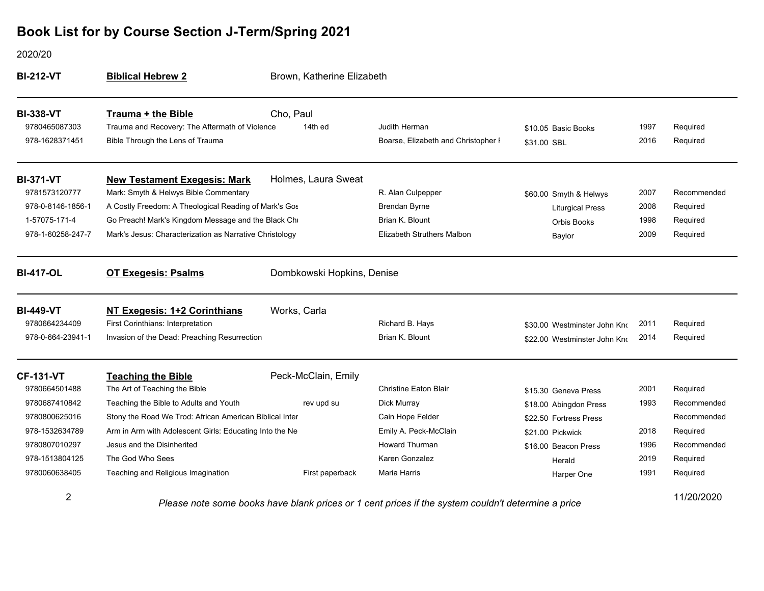# Book List for by Course Section J-Term/Spring 2021

2020/20

**BI-212-VT** — **Biblical Hebrew 2** — Brown, Katherine Elizabeth

---

**BI-338-VT** — **Trauma + the Bible** — Cho, Paul

| ISBN | Title | Edition | Author | Price | Publisher | Year | Status |
|---|---|---|---|---|---|---|---|
| 9780465087303 | Trauma and Recovery: The Aftermath of Violence | 14th ed | Judith Herman | $10.05 | Basic Books | 1997 | Required |
| 978-1628371451 | Bible Through the Lens of Trauma | | Boarse, Elizabeth and Christopher F | $31.00 | SBL | 2016 | Required |

---

**BI-371-VT** — **New Testament Exegesis: Mark** — Holmes, Laura Sweat

| ISBN | Title | Edition | Author | Price | Publisher | Year | Status |
|---|---|---|---|---|---|---|---|
| 9781573120777 | Mark: Smyth & Helwys Bible Commentary | | R. Alan Culpepper | $60.00 | Smyth & Helwys | 2007 | Recommended |
| 978-0-8146-1856-1 | A Costly Freedom: A Theological Reading of Mark's Gos | | Brendan Byrne | | Liturgical Press | 2008 | Required |
| 1-57075-171-4 | Go Preach! Mark's Kingdom Message and the Black Chu | | Brian K. Blount | | Orbis Books | 1998 | Required |
| 978-1-60258-247-7 | Mark's Jesus: Characterization as Narrative Christology | | Elizabeth Struthers Malbon | | Baylor | 2009 | Required |

---

**BI-417-OL** — **OT Exegesis: Psalms** — Dombkowski Hopkins, Denise

---

**BI-449-VT** — **NT Exegesis: 1+2 Corinthians** — Works, Carla

| ISBN | Title | Edition | Author | Price | Publisher | Year | Status |
|---|---|---|---|---|---|---|---|
| 9780664234409 | First Corinthians: Interpretation | | Richard B. Hays | $30.00 | Westminster John Kno | 2011 | Required |
| 978-0-664-23941-1 | Invasion of the Dead: Preaching Resurrection | | Brian K. Blount | $22.00 | Westminster John Kno | 2014 | Required |

---

**CF-131-VT** — **Teaching the Bible** — Peck-McClain, Emily

| ISBN | Title | Edition | Author | Price | Publisher | Year | Status |
|---|---|---|---|---|---|---|---|
| 9780664501488 | The Art of Teaching the Bible | | Christine Eaton Blair | $15.30 | Geneva Press | 2001 | Required |
| 9780687410842 | Teaching the Bible to Adults and Youth | rev upd su | Dick Murray | $18.00 | Abingdon Press | 1993 | Recommended |
| 9780800625016 | Stony the Road We Trod: African American Biblical Inter | | Cain Hope Felder | $22.50 | Fortress Press | | Recommended |
| 978-1532634789 | Arm in Arm with Adolescent Girls: Educating Into the Ne | | Emily A. Peck-McClain | $21.00 | Pickwick | 2018 | Required |
| 9780807010297 | Jesus and the Disinherited | | Howard Thurman | $16.00 | Beacon Press | 1996 | Recommended |
| 978-1513804125 | The God Who Sees | | Karen Gonzalez | | Herald | 2019 | Required |
| 9780060638405 | Teaching and Religious Imagination | First paperback | Maria Harris | | Harper One | 1991 | Required |

*Please note some books have blank prices or 1 cent prices if the system couldn't determine a price*

11/20/2020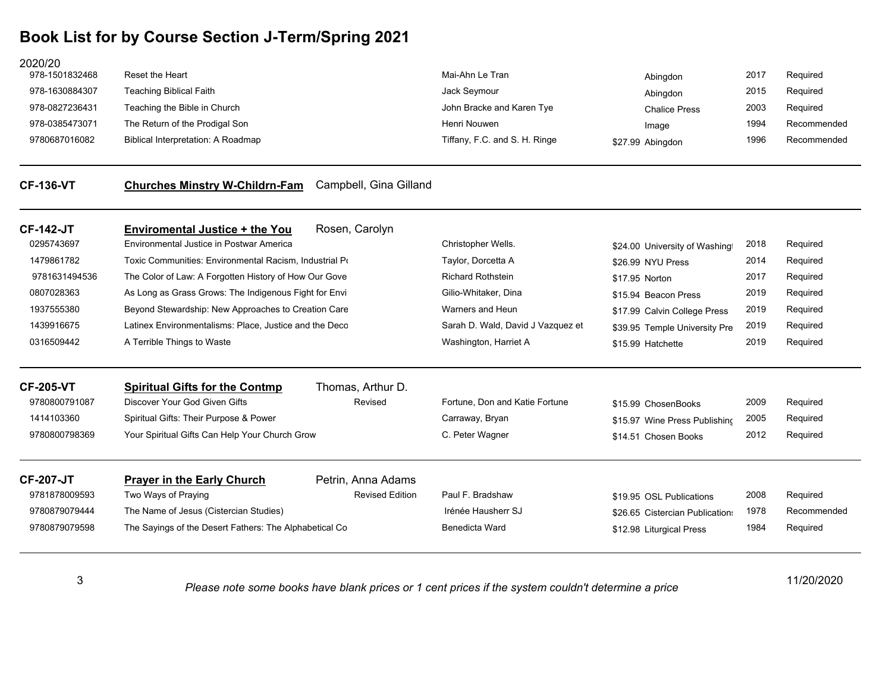# Book List for by Course Section J-Term/Spring 2021

2020/20

| ISBN | Title | Edition | Author | Price | Publisher | Year | Status |
|---|---|---|---|---|---|---|---|
| 978-1501832468 | Reset the Heart | | Mai-Ahn Le Tran | | Abingdon | 2017 | Required |
| 978-1630884307 | Teaching Biblical Faith | | Jack Seymour | | Abingdon | 2015 | Required |
| 978-0827236431 | Teaching the Bible in Church | | John Bracke and Karen Tye | | Chalice Press | 2003 | Required |
| 978-0385473071 | The Return of the Prodigal Son | | Henri Nouwen | | Image | 1994 | Recommended |
| 9780687016082 | Biblical Interpretation: A Roadmap | | Tiffany, F.C. and S. H. Ringe | $27.99 | Abingdon | 1996 | Recommended |

**CF-136-VT** **Churches Minstry W-Childrn-Fam** Campbell, Gina Gilland

**CF-142-JT** **Enviromental Justice + the You** Rosen, Carolyn

| ISBN | Title | Edition | Author | Price | Publisher | Year | Status |
|---|---|---|---|---|---|---|---|
| 0295743697 | Environmental Justice in Postwar America | | Christopher Wells. | $24.00 | University of Washingt | 2018 | Required |
| 1479861782 | Toxic Communities: Environmental Racism, Industrial Po | | Taylor, Dorcetta A | $26.99 | NYU Press | 2014 | Required |
| 9781631494536 | The Color of Law: A Forgotten History of How Our Gove | | Richard Rothstein | $17.95 | Norton | 2017 | Required |
| 0807028363 | As Long as Grass Grows: The Indigenous Fight for Envi | | Gilio-Whitaker, Dina | $15.94 | Beacon Press | 2019 | Required |
| 1937555380 | Beyond Stewardship: New Approaches to Creation Care | | Warners and Heun | $17.99 | Calvin College Press | 2019 | Required |
| 1439916675 | Latinex Environmentalisms: Place, Justice and the Deco | | Sarah D. Wald, David J Vazquez et | $39.95 | Temple University Pre | 2019 | Required |
| 0316509442 | A Terrible Things to Waste | | Washington, Harriet A | $15.99 | Hatchette | 2019 | Required |

**CF-205-VT** **Spiritual Gifts for the Contmp** Thomas, Arthur D.

| ISBN | Title | Edition | Author | Price | Publisher | Year | Status |
|---|---|---|---|---|---|---|---|
| 9780800791087 | Discover Your God Given Gifts | Revised | Fortune, Don and Katie Fortune | $15.99 | ChosenBooks | 2009 | Required |
| 1414103360 | Spiritual Gifts: Their Purpose & Power | | Carraway, Bryan | $15.97 | Wine Press Publishing | 2005 | Required |
| 9780800798369 | Your Spiritual Gifts Can Help Your Church Grow | | C. Peter Wagner | $14.51 | Chosen Books | 2012 | Required |

**CF-207-JT** **Prayer in the Early Church** Petrin, Anna Adams

| ISBN | Title | Edition | Author | Price | Publisher | Year | Status |
|---|---|---|---|---|---|---|---|
| 9781878009593 | Two Ways of Praying | Revised Edition | Paul F. Bradshaw | $19.95 | OSL Publications | 2008 | Required |
| 9780879079444 | The Name of Jesus (Cistercian Studies) | | Irénée Hausherr SJ | $26.65 | Cistercian Publications | 1978 | Recommended |
| 9780879079598 | The Sayings of the Desert Fathers: The Alphabetical Co | | Benedicta Ward | $12.98 | Liturgical Press | 1984 | Required |

*Please note some books have blank prices or 1 cent prices if the system couldn't determine a price*

11/20/2020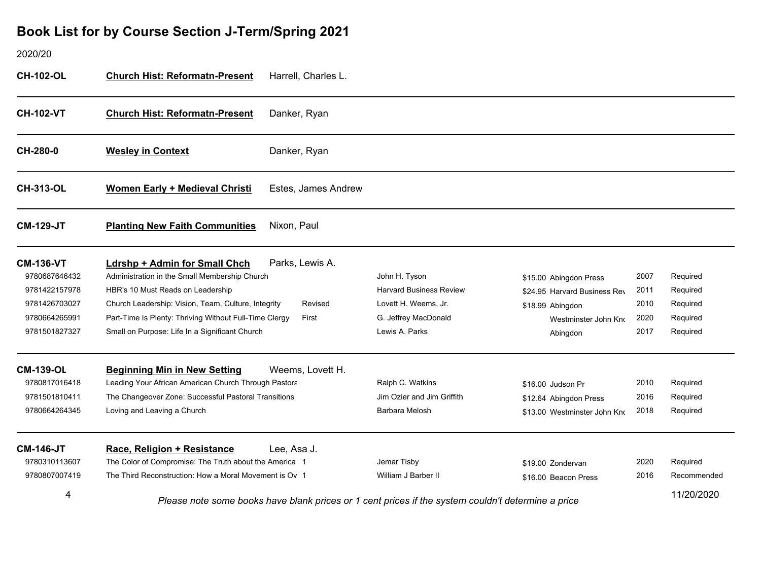# Book List for by Course Section J-Term/Spring 2021

2020/20

**CH-102-OL** **Church Hist: Reformatn-Present** Harrell, Charles L.

---

**CH-102-VT** **Church Hist: Reformatn-Present** Danker, Ryan

---

**CH-280-0** **Wesley in Context** Danker, Ryan

---

**CH-313-OL** **Women Early + Medieval Christi** Estes, James Andrew

---

**CM-129-JT** **Planting New Faith Communities** Nixon, Paul

---

**CM-136-VT** **Ldrshp + Admin for Small Chch** Parks, Lewis A.

| ISBN | Title | Edition | Author | Price | Publisher | Year | Status |
|---|---|---|---|---|---|---|---|
| 9780687646432 | Administration in the Small Membership Church | | John H. Tyson | $15.00 | Abingdon Press | 2007 | Required |
| 9781422157978 | HBR's 10 Must Reads on Leadership | | Harvard Business Review | $24.95 | Harvard Business Rev | 2011 | Required |
| 9781426703027 | Church Leadership: Vision, Team, Culture, Integrity | Revised | Lovett H. Weems, Jr. | $18.99 | Abingdon | 2010 | Required |
| 9780664265991 | Part-Time Is Plenty: Thriving Without Full-Time Clergy | First | G. Jeffrey MacDonald | | Westminster John Knc | 2020 | Required |
| 9781501827327 | Small on Purpose: Life In a Significant Church | | Lewis A. Parks | | Abingdon | 2017 | Required |

---

**CM-139-OL** **Beginning Min in New Setting** Weems, Lovett H.

| ISBN | Title | Edition | Author | Price | Publisher | Year | Status |
|---|---|---|---|---|---|---|---|
| 9780817016418 | Leading Your African American Church Through Pastora | | Ralph C. Watkins | $16.00 | Judson Pr | 2010 | Required |
| 9781501810411 | The Changeover Zone: Successful Pastoral Transitions | | Jim Ozier and Jim Griffith | $12.64 | Abingdon Press | 2016 | Required |
| 9780664264345 | Loving and Leaving a Church | | Barbara Melosh | $13.00 | Westminster John Knc | 2018 | Required |

---

**CM-146-JT** **Race, Religion + Resistance** Lee, Asa J.

| ISBN | Title | Edition | Author | Price | Publisher | Year | Status |
|---|---|---|---|---|---|---|---|
| 9780310113607 | The Color of Compromise: The Truth about the America | 1 | Jemar Tisby | $19.00 | Zondervan | 2020 | Required |
| 9780807007419 | The Third Reconstruction: How a Moral Movement is Ov | 1 | William J Barber II | $16.00 | Beacon Press | 2016 | Recommended |

*Please note some books have blank prices or 1 cent prices if the system couldn't determine a price*

11/20/2020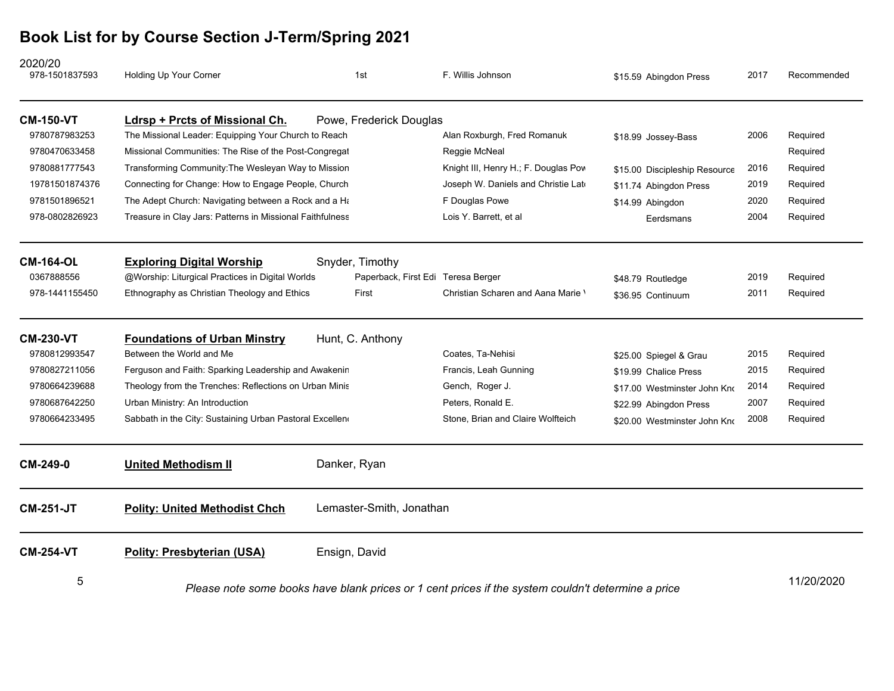# Book List for by Course Section J-Term/Spring 2021

2020/20

| ISBN | Title | Edition | Author | Price / Publisher | Year | Status |
|---|---|---|---|---|---|---|
| 978-1501837593 | Holding Up Your Corner | 1st | F. Willis Johnson | $15.59 Abingdon Press | 2017 | Recommended |

**CM-150-VT** — **Ldrsp + Prcts of Missional Ch.** — Powe, Frederick Douglas

| ISBN | Title | Edition | Author | Price / Publisher | Year | Status |
|---|---|---|---|---|---|---|
| 9780787983253 | The Missional Leader: Equipping Your Church to Reach | | Alan Roxburgh, Fred Romanuk | $18.99 Jossey-Bass | 2006 | Required |
| 9780470633458 | Missional Communities: The Rise of the Post-Congregat | | Reggie McNeal | | | Required |
| 9780881777543 | Transforming Community:The Wesleyan Way to Mission | | Knight III, Henry H.; F. Douglas Pow | $15.00 Discipleship Resource | 2016 | Required |
| 19781501874376 | Connecting for Change: How to Engage People, Church | | Joseph W. Daniels and Christie Late | $11.74 Abingdon Press | 2019 | Required |
| 9781501896521 | The Adept Church: Navigating between a Rock and a Ha | | F Douglas Powe | $14.99 Abingdon | 2020 | Required |
| 978-0802826923 | Treasure in Clay Jars: Patterns in Missional Faithfulness | | Lois Y. Barrett, et al | Eerdsmans | 2004 | Required |

**CM-164-OL** — **Exploring Digital Worship** — Snyder, Timothy

| ISBN | Title | Edition | Author | Price / Publisher | Year | Status |
|---|---|---|---|---|---|---|
| 0367888556 | @Worship: Liturgical Practices in Digital Worlds | Paperback, First Edi | Teresa Berger | $48.79 Routledge | 2019 | Required |
| 978-1441155450 | Ethnography as Christian Theology and Ethics | First | Christian Scharen and Aana Marie \ | $36.95 Continuum | 2011 | Required |

**CM-230-VT** — **Foundations of Urban Minstry** — Hunt, C. Anthony

| ISBN | Title | Edition | Author | Price / Publisher | Year | Status |
|---|---|---|---|---|---|---|
| 9780812993547 | Between the World and Me | | Coates, Ta-Nehisi | $25.00 Spiegel & Grau | 2015 | Required |
| 9780827211056 | Ferguson and Faith: Sparking Leadership and Awakenin | | Francis, Leah Gunning | $19.99 Chalice Press | 2015 | Required |
| 9780664239688 | Theology from the Trenches: Reflections on Urban Minis | | Gench, Roger J. | $17.00 Westminster John Kno | 2014 | Required |
| 9780687642250 | Urban Ministry: An Introduction | | Peters, Ronald E. | $22.99 Abingdon Press | 2007 | Required |
| 9780664233495 | Sabbath in the City: Sustaining Urban Pastoral Excellen | | Stone, Brian and Claire Wolfteich | $20.00 Westminster John Kno | 2008 | Required |

**CM-249-0** — **United Methodism II** — Danker, Ryan

**CM-251-JT** — **Polity: United Methodist Chch** — Lemaster-Smith, Jonathan

**CM-254-VT** — **Polity: Presbyterian (USA)** — Ensign, David

*Please note some books have blank prices or 1 cent prices if the system couldn't determine a price*

11/20/2020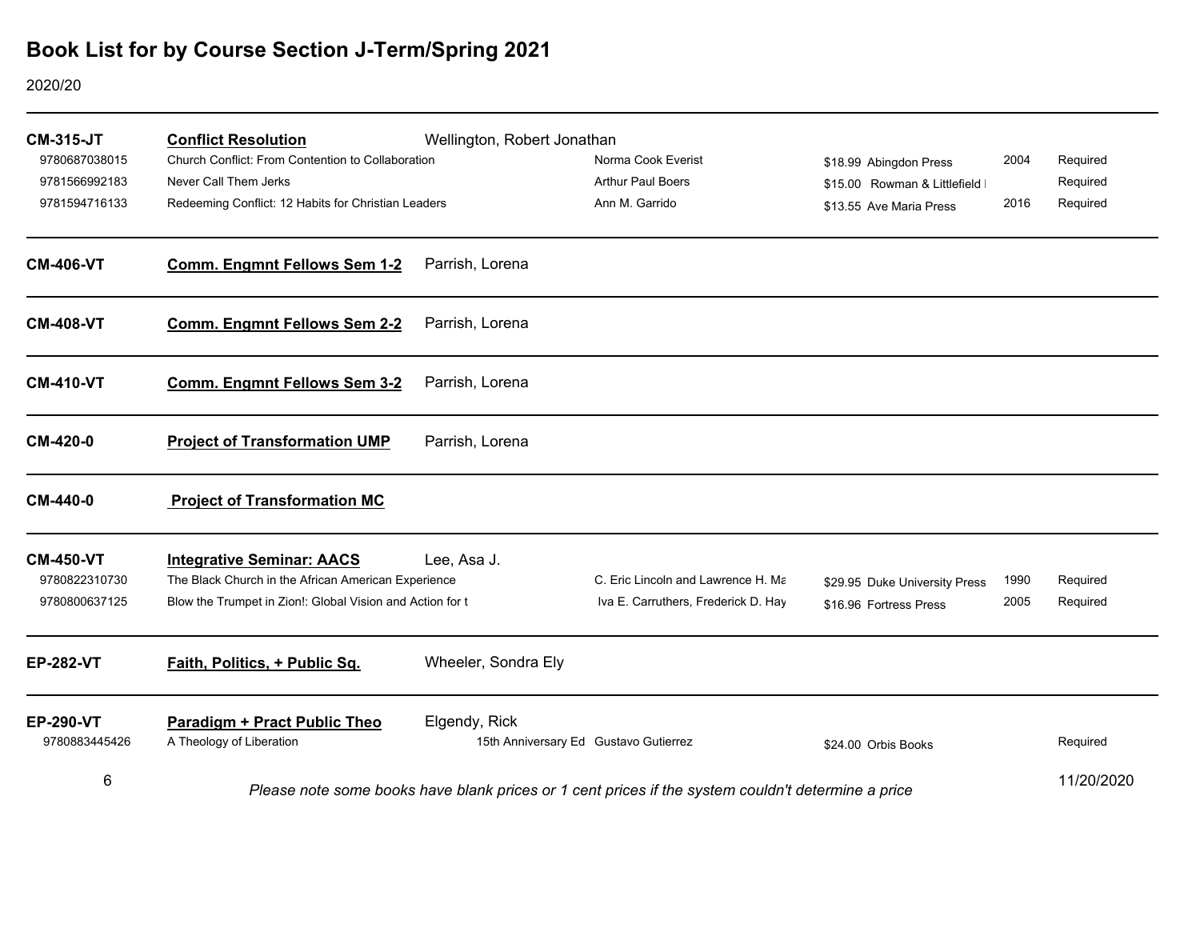# Book List for by Course Section J-Term/Spring 2021

2020/20

## CM-315-JT — Conflict Resolution — Wellington, Robert Jonathan

| ISBN | Title | Author | Price | Publisher | Year | Status |
|---|---|---|---|---|---|---|
| 9780687038015 | Church Conflict: From Contention to Collaboration | Norma Cook Everist | $18.99 | Abingdon Press | 2004 | Required |
| 9781566992183 | Never Call Them Jerks | Arthur Paul Boers | $15.00 | Rowman & Littlefield I | | Required |
| 9781594716133 | Redeeming Conflict: 12 Habits for Christian Leaders | Ann M. Garrido | $13.55 | Ave Maria Press | 2016 | Required |

## CM-406-VT — Comm. Engmnt Fellows Sem 1-2 — Parrish, Lorena

## CM-408-VT — Comm. Engmnt Fellows Sem 2-2 — Parrish, Lorena

## CM-410-VT — Comm. Engmnt Fellows Sem 3-2 — Parrish, Lorena

## CM-420-0 — Project of Transformation UMP — Parrish, Lorena

## CM-440-0 — Project of Transformation MC

## CM-450-VT — Integrative Seminar: AACS — Lee, Asa J.

| ISBN | Title | Author | Price | Publisher | Year | Status |
|---|---|---|---|---|---|---|
| 9780822310730 | The Black Church in the African American Experience | C. Eric Lincoln and Lawrence H. Ma | $29.95 | Duke University Press | 1990 | Required |
| 9780800637125 | Blow the Trumpet in Zion!: Global Vision and Action for t | Iva E. Carruthers, Frederick D. Hay | $16.96 | Fortress Press | 2005 | Required |

## EP-282-VT — Faith, Politics, + Public Sq. — Wheeler, Sondra Ely

## EP-290-VT — Paradigm + Pract Public Theo — Elgendy, Rick

| ISBN | Title | Edition | Author | Price | Publisher | Year | Status |
|---|---|---|---|---|---|---|---|
| 9780883445426 | A Theology of Liberation | 15th Anniversary Ed | Gustavo Gutierrez | $24.00 | Orbis Books | | Required |

*Please note some books have blank prices or 1 cent prices if the system couldn't determine a price*

11/20/2020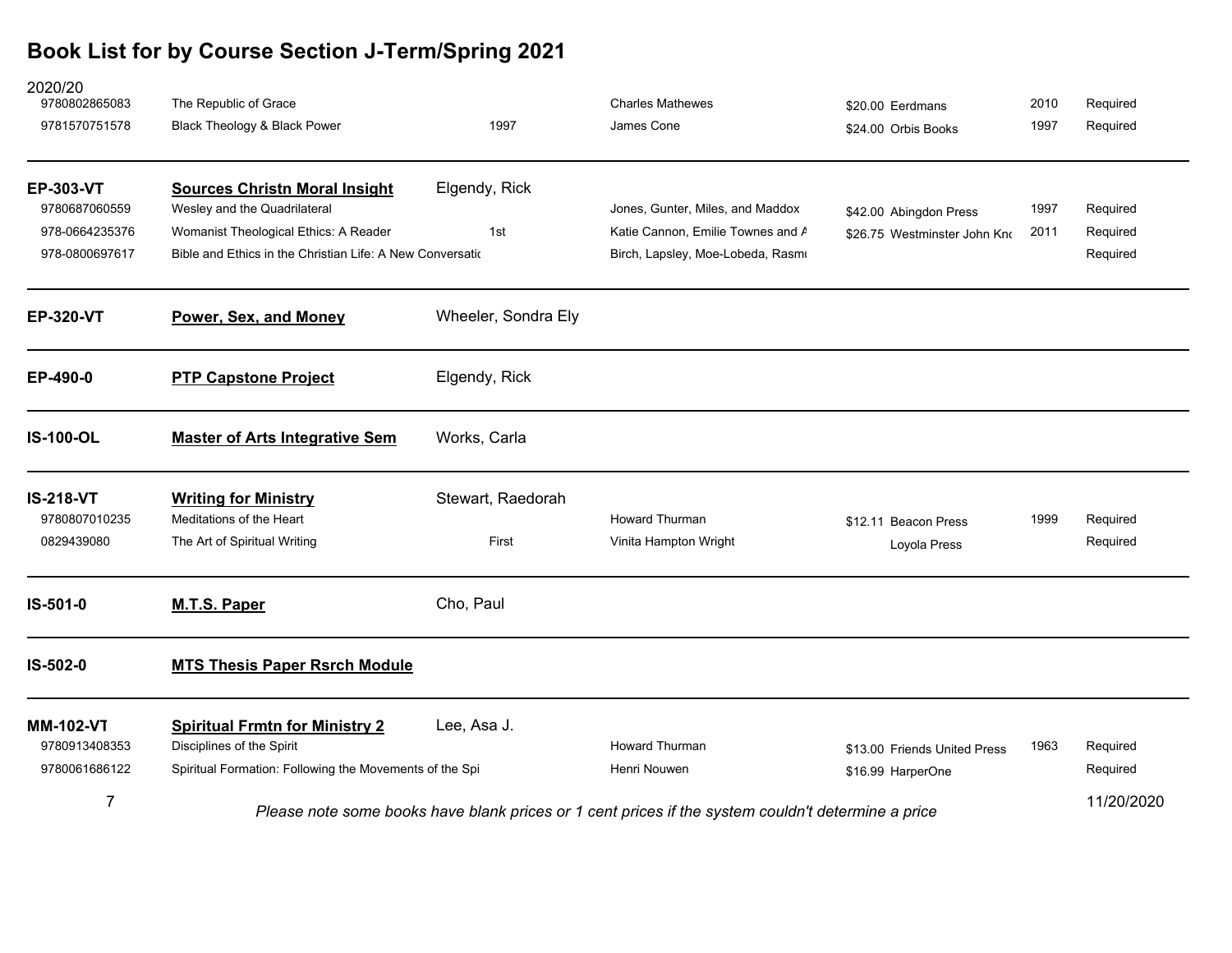# Book List for by Course Section J-Term/Spring 2021

2020/20

| ISBN | Title | Edition | Author | Price / Publisher | Year | Status |
|---|---|---|---|---|---|---|
| 9780802865083 | The Republic of Grace | | Charles Mathewes | $20.00 Eerdmans | 2010 | Required |
| 9781570751578 | Black Theology & Black Power | 1997 | James Cone | $24.00 Orbis Books | 1997 | Required |

**EP-303-VT** — **Sources Christn Moral Insight** — Elgendy, Rick

| ISBN | Title | Edition | Author | Price / Publisher | Year | Status |
|---|---|---|---|---|---|---|
| 9780687060559 | Wesley and the Quadrilateral | | Jones, Gunter, Miles, and Maddox | $42.00 Abingdon Press | 1997 | Required |
| 978-0664235376 | Womanist Theological Ethics: A Reader | 1st | Katie Cannon, Emilie Townes and A | $26.75 Westminster John Kno | 2011 | Required |
| 978-0800697617 | Bible and Ethics in the Christian Life: A New Conversatio | | Birch, Lapsley, Moe-Lobeda, Rasmu | | | Required |

**EP-320-VT** — **Power, Sex, and Money** — Wheeler, Sondra Ely

**EP-490-0** — **PTP Capstone Project** — Elgendy, Rick

**IS-100-OL** — **Master of Arts Integrative Sem** — Works, Carla

**IS-218-VT** — **Writing for Ministry** — Stewart, Raedorah

| ISBN | Title | Edition | Author | Price / Publisher | Year | Status |
|---|---|---|---|---|---|---|
| 9780807010235 | Meditations of the Heart | | Howard Thurman | $12.11 Beacon Press | 1999 | Required |
| 0829439080 | The Art of Spiritual Writing | First | Vinita Hampton Wright | Loyola Press | | Required |

**IS-501-0** — **M.T.S. Paper** — Cho, Paul

**IS-502-0** — **MTS Thesis Paper Rsrch Module**

**MM-102-VT** — **Spiritual Frmtn for Ministry 2** — Lee, Asa J.

| ISBN | Title | Edition | Author | Price / Publisher | Year | Status |
|---|---|---|---|---|---|---|
| 9780913408353 | Disciplines of the Spirit | | Howard Thurman | $13.00 Friends United Press | 1963 | Required |
| 9780061686122 | Spiritual Formation: Following the Movements of the Spi | | Henri Nouwen | $16.99 HarperOne | | Required |

*Please note some books have blank prices or 1 cent prices if the system couldn't determine a price*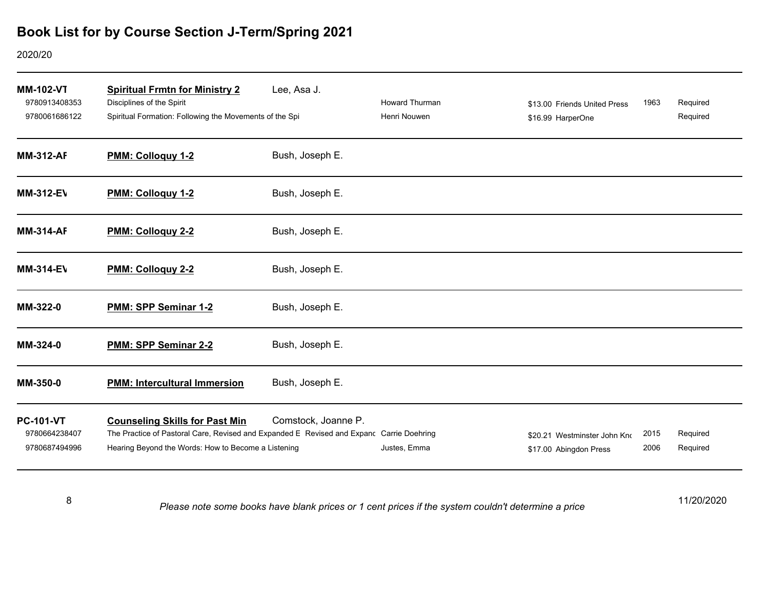# Book List for by Course Section J-Term/Spring 2021

2020/20

| Course | Title / Book | Instructor / Author | Price / Publisher | Year | Status |
|---|---|---|---|---|---|
| **MM-102-VT** | **Spiritual Frmtn for Ministry 2** | Lee, Asa J. | | | |
| 9780913408353 | Disciplines of the Spirit | Howard Thurman | $13.00 Friends United Press | 1963 | Required |
| 9780061686122 | Spiritual Formation: Following the Movements of the Spi | Henri Nouwen | $16.99 HarperOne | | Required |
| **MM-312-AF** | **PMM: Colloquy 1-2** | Bush, Joseph E. | | | |
| **MM-312-EV** | **PMM: Colloquy 1-2** | Bush, Joseph E. | | | |
| **MM-314-AF** | **PMM: Colloquy 2-2** | Bush, Joseph E. | | | |
| **MM-314-EV** | **PMM: Colloquy 2-2** | Bush, Joseph E. | | | |
| **MM-322-0** | **PMM: SPP Seminar 1-2** | Bush, Joseph E. | | | |
| **MM-324-0** | **PMM: SPP Seminar 2-2** | Bush, Joseph E. | | | |
| **MM-350-0** | **PMM: Intercultural Immersion** | Bush, Joseph E. | | | |
| **PC-101-VT** | **Counseling Skills for Past Min** | Comstock, Joanne P. | | | |
| 9780664238407 | The Practice of Pastoral Care, Revised and Expanded E Revised and Expanc | Carrie Doehring | $20.21 Westminster John Knc | 2015 | Required |
| 9780687494996 | Hearing Beyond the Words: How to Become a Listening | Justes, Emma | $17.00 Abingdon Press | 2006 | Required |

*Please note some books have blank prices or 1 cent prices if the system couldn't determine a price*

11/20/2020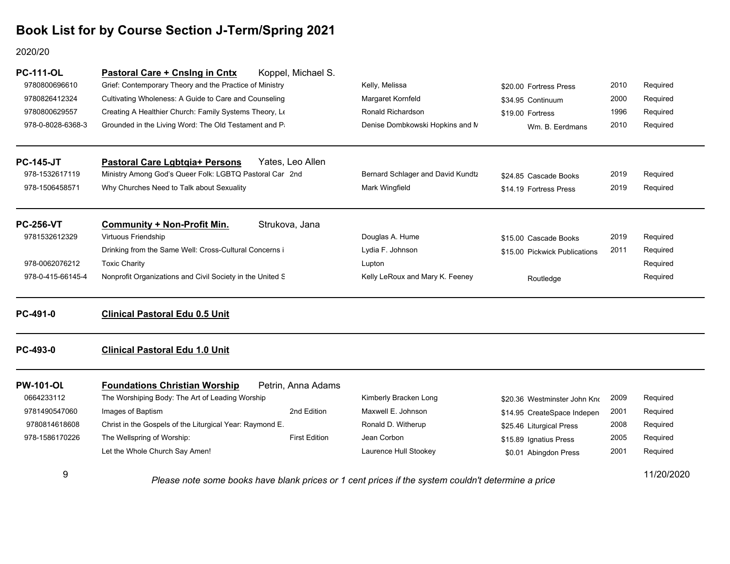# Book List for by Course Section J-Term/Spring 2021

2020/20

## PC-111-OL — Pastoral Care + Cnslng in Cntx — Koppel, Michael S.

| ISBN | Title | Edition | Author | Price | Publisher | Year | Status |
|---|---|---|---|---|---|---|---|
| 9780800696610 | Grief: Contemporary Theory and the Practice of Ministry | | Kelly, Melissa | $20.00 | Fortress Press | 2010 | Required |
| 9780826412324 | Cultivating Wholeness: A Guide to Care and Counseling | | Margaret Kornfeld | $34.95 | Continuum | 2000 | Required |
| 9780800629557 | Creating A Healthier Church: Family Systems Theory, Le | | Ronald Richardson | $19.00 | Fortress | 1996 | Required |
| 978-0-8028-6368-3 | Grounded in the Living Word: The Old Testament and Pa | | Denise Dombkowski Hopkins and M | | Wm. B. Eerdmans | 2010 | Required |

## PC-145-JT — Pastoral Care Lgbtqia+ Persons — Yates, Leo Allen

| ISBN | Title | Edition | Author | Price | Publisher | Year | Status |
|---|---|---|---|---|---|---|---|
| 978-1532617119 | Ministry Among God's Queer Folk: LGBTQ Pastoral Car | 2nd | Bernard Schlager and David Kundtz | $24.85 | Cascade Books | 2019 | Required |
| 978-1506458571 | Why Churches Need to Talk about Sexuality | | Mark Wingfield | $14.19 | Fortress Press | 2019 | Required |

## PC-256-VT — Community + Non-Profit Min. — Strukova, Jana

| ISBN | Title | Edition | Author | Price | Publisher | Year | Status |
|---|---|---|---|---|---|---|---|
| 9781532612329 | Virtuous Friendship | | Douglas A. Hume | $15.00 | Cascade Books | 2019 | Required |
| | Drinking from the Same Well: Cross-Cultural Concerns i | | Lydia F. Johnson | $15.00 | Pickwick Publications | 2011 | Required |
| 978-0062076212 | Toxic Charity | | Lupton | | | | Required |
| 978-0-415-66145-4 | Nonprofit Organizations and Civil Society in the United S | | Kelly LeRoux and Mary K. Feeney | | Routledge | | Required |

## PC-491-0 — Clinical Pastoral Edu 0.5 Unit

## PC-493-0 — Clinical Pastoral Edu 1.0 Unit

## PW-101-OL — Foundations Christian Worship — Petrin, Anna Adams

| ISBN | Title | Edition | Author | Price | Publisher | Year | Status |
|---|---|---|---|---|---|---|---|
| 0664233112 | The Worshiping Body: The Art of Leading Worship | | Kimberly Bracken Long | $20.36 | Westminster John Kno | 2009 | Required |
| 9781490547060 | Images of Baptism | 2nd Edition | Maxwell E. Johnson | $14.95 | CreateSpace Indepen | 2001 | Required |
| 9780814618608 | Christ in the Gospels of the Liturgical Year: Raymond E. | | Ronald D. Witherup | $25.46 | Liturgical Press | 2008 | Required |
| 978-1586170226 | The Wellspring of Worship: | First Edition | Jean Corbon | $15.89 | Ignatius Press | 2005 | Required |
| | Let the Whole Church Say Amen! | | Laurence Hull Stookey | $0.01 | Abingdon Press | 2001 | Required |

*Please note some books have blank prices or 1 cent prices if the system couldn't determine a price*

11/20/2020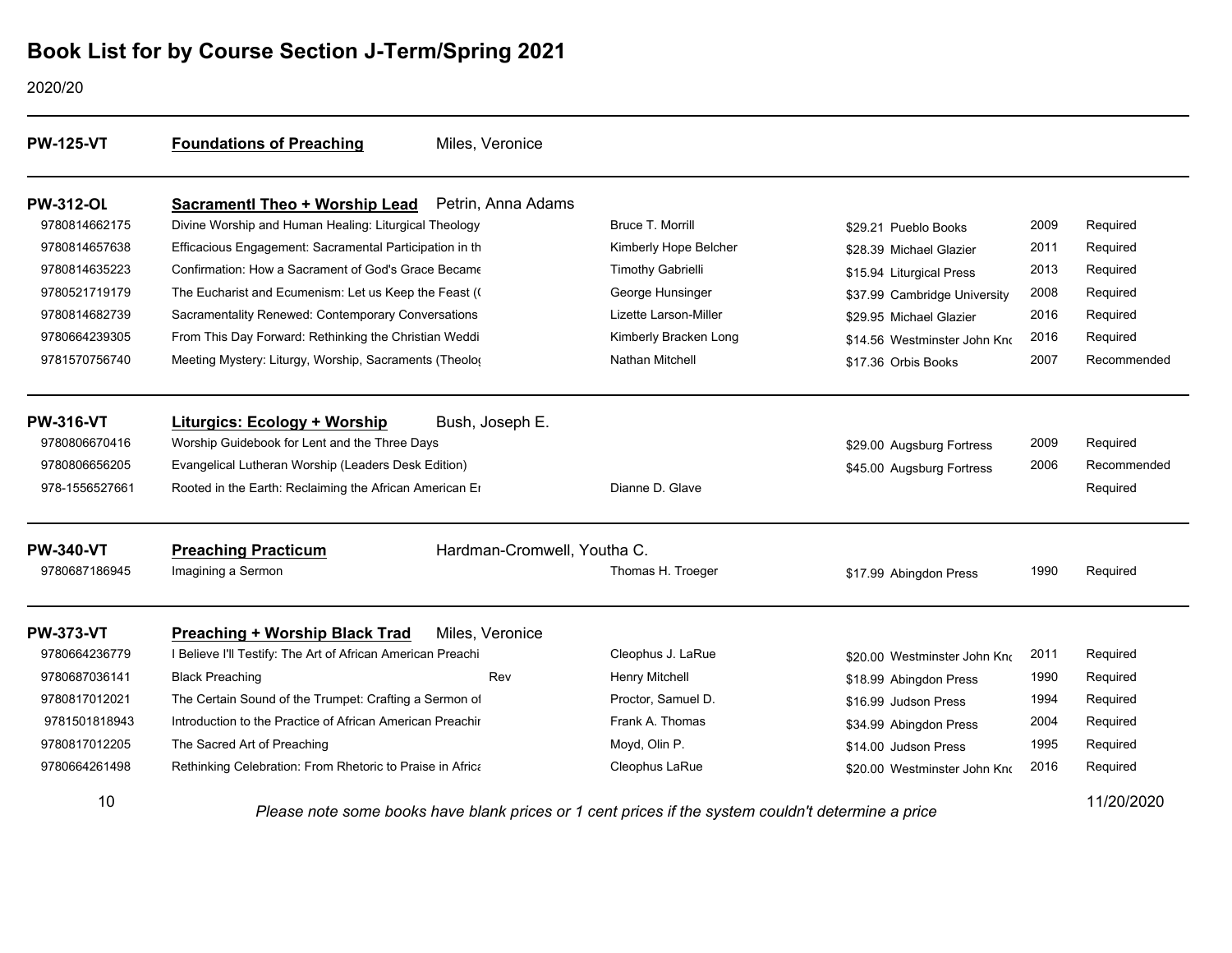# Book List for by Course Section J-Term/Spring 2021

2020/20

## PW-125-VT — Foundations of Preaching — Miles, Veronice

## PW-312-OL — Sacramentl Theo + Worship Lead — Petrin, Anna Adams

| ISBN | Title | | Author | Price | Publisher | Year | Status |
|---|---|---|---|---|---|---|---|
| 9780814662175 | Divine Worship and Human Healing: Liturgical Theology | | Bruce T. Morrill | $29.21 | Pueblo Books | 2009 | Required |
| 9780814657638 | Efficacious Engagement: Sacramental Participation in th | | Kimberly Hope Belcher | $28.39 | Michael Glazier | 2011 | Required |
| 9780814635223 | Confirmation: How a Sacrament of God's Grace Became | | Timothy Gabrielli | $15.94 | Liturgical Press | 2013 | Required |
| 9780521719179 | The Eucharist and Ecumenism: Let us Keep the Feast (( | | George Hunsinger | $37.99 | Cambridge University | 2008 | Required |
| 9780814682739 | Sacramentality Renewed: Contemporary Conversations | | Lizette Larson-Miller | $29.95 | Michael Glazier | 2016 | Required |
| 9780664239305 | From This Day Forward: Rethinking the Christian Weddi | | Kimberly Bracken Long | $14.56 | Westminster John Kno | 2016 | Required |
| 9781570756740 | Meeting Mystery: Liturgy, Worship, Sacraments (Theolog | | Nathan Mitchell | $17.36 | Orbis Books | 2007 | Recommended |

## PW-316-VT — Liturgics: Ecology + Worship — Bush, Joseph E.

| ISBN | Title | | Author | Price | Publisher | Year | Status |
|---|---|---|---|---|---|---|---|
| 9780806670416 | Worship Guidebook for Lent and the Three Days | | | $29.00 | Augsburg Fortress | 2009 | Required |
| 9780806656205 | Evangelical Lutheran Worship (Leaders Desk Edition) | | | $45.00 | Augsburg Fortress | 2006 | Recommended |
| 978-1556527661 | Rooted in the Earth: Reclaiming the African American Er | | Dianne D. Glave | | | | Required |

## PW-340-VT — Preaching Practicum — Hardman-Cromwell, Youtha C.

| ISBN | Title | | Author | Price | Publisher | Year | Status |
|---|---|---|---|---|---|---|---|
| 9780687186945 | Imagining a Sermon | | Thomas H. Troeger | $17.99 | Abingdon Press | 1990 | Required |

## PW-373-VT — Preaching + Worship Black Trad — Miles, Veronice

| ISBN | Title | | Author | Price | Publisher | Year | Status |
|---|---|---|---|---|---|---|---|
| 9780664236779 | I Believe I'll Testify: The Art of African American Preachi | | Cleophus J. LaRue | $20.00 | Westminster John Kno | 2011 | Required |
| 9780687036141 | Black Preaching | Rev | Henry Mitchell | $18.99 | Abingdon Press | 1990 | Required |
| 9780817012021 | The Certain Sound of the Trumpet: Crafting a Sermon of | | Proctor, Samuel D. | $16.99 | Judson Press | 1994 | Required |
| 9781501818943 | Introduction to the Practice of African American Preachir | | Frank A. Thomas | $34.99 | Abingdon Press | 2004 | Required |
| 9780817012205 | The Sacred Art of Preaching | | Moyd, Olin P. | $14.00 | Judson Press | 1995 | Required |
| 9780664261498 | Rethinking Celebration: From Rhetoric to Praise in Africa | | Cleophus LaRue | $20.00 | Westminster John Kno | 2016 | Required |

*Please note some books have blank prices or 1 cent prices if the system couldn't determine a price*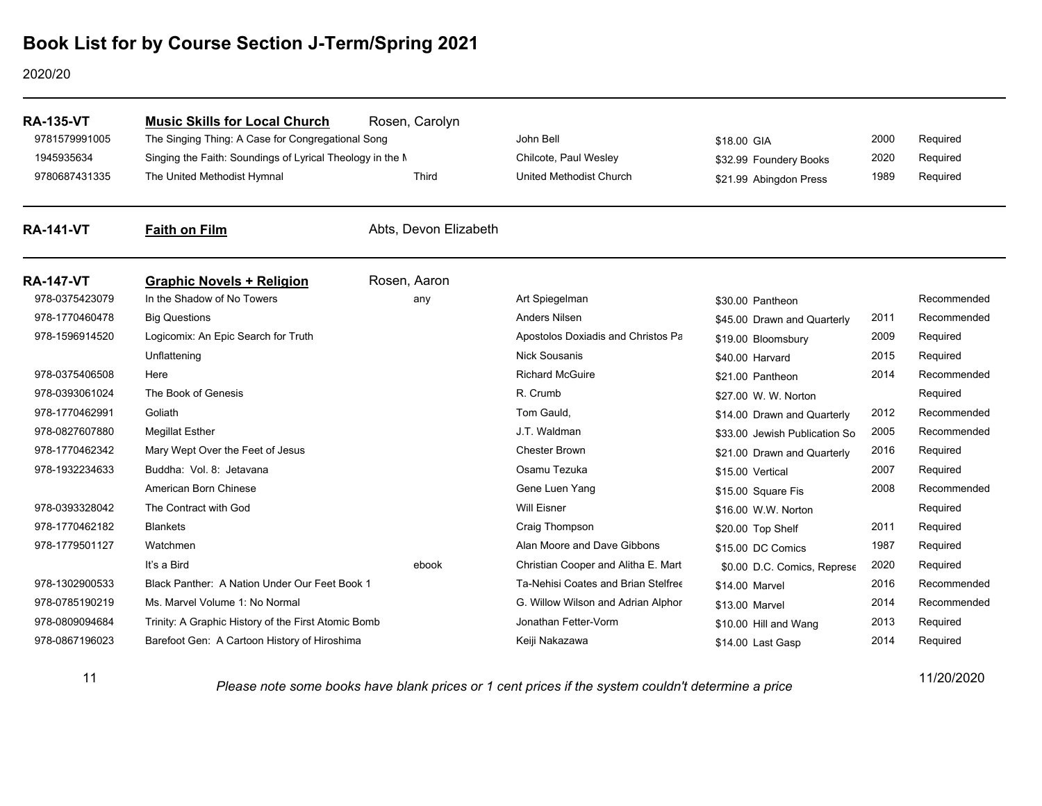# Book List for by Course Section J-Term/Spring 2021

2020/20

---

## RA-135-VT — Music Skills for Local Church — Rosen, Carolyn

| ISBN | Title | Edition | Author | Price | Publisher | Year | Status |
|---|---|---|---|---|---|---|---|
| 9781579991005 | The Singing Thing: A Case for Congregational Song | | John Bell | $18.00 | GIA | 2000 | Required |
| 1945935634 | Singing the Faith: Soundings of Lyrical Theology in the M | | Chilcote, Paul Wesley | $32.99 | Foundery Books | 2020 | Required |
| 9780687431335 | The United Methodist Hymnal | Third | United Methodist Church | $21.99 | Abingdon Press | 1989 | Required |

---

## RA-141-VT — Faith on Film — Abts, Devon Elizabeth

---

## RA-147-VT — Graphic Novels + Religion — Rosen, Aaron

| ISBN | Title | Edition | Author | Price | Publisher | Year | Status |
|---|---|---|---|---|---|---|---|
| 978-0375423079 | In the Shadow of No Towers | any | Art Spiegelman | $30.00 | Pantheon | | Recommended |
| 978-1770460478 | Big Questions | | Anders Nilsen | $45.00 | Drawn and Quarterly | 2011 | Recommended |
| 978-1596914520 | Logicomix: An Epic Search for Truth | | Apostolos Doxiadis and Christos Pa | $19.00 | Bloomsbury | 2009 | Required |
| | Unflattening | | Nick Sousanis | $40.00 | Harvard | 2015 | Required |
| 978-0375406508 | Here | | Richard McGuire | $21.00 | Pantheon | 2014 | Recommended |
| 978-0393061024 | The Book of Genesis | | R. Crumb | $27.00 | W. W. Norton | | Required |
| 978-1770462991 | Goliath | | Tom Gauld, | $14.00 | Drawn and Quarterly | 2012 | Recommended |
| 978-0827607880 | Megillat Esther | | J.T. Waldman | $33.00 | Jewish Publication So | 2005 | Recommended |
| 978-1770462342 | Mary Wept Over the Feet of Jesus | | Chester Brown | $21.00 | Drawn and Quarterly | 2016 | Required |
| 978-1932234633 | Buddha: Vol. 8: Jetavana | | Osamu Tezuka | $15.00 | Vertical | 2007 | Required |
| | American Born Chinese | | Gene Luen Yang | $15.00 | Square Fis | 2008 | Recommended |
| 978-0393328042 | The Contract with God | | Will Eisner | $16.00 | W.W. Norton | | Required |
| 978-1770462182 | Blankets | | Craig Thompson | $20.00 | Top Shelf | 2011 | Required |
| 978-1779501127 | Watchmen | | Alan Moore and Dave Gibbons | $15.00 | DC Comics | 1987 | Required |
| | It's a Bird | ebook | Christian Cooper and Alitha E. Mart | $0.00 | D.C. Comics, Represe | 2020 | Required |
| 978-1302900533 | Black Panther: A Nation Under Our Feet Book 1 | | Ta-Nehisi Coates and Brian Stelfree | $14.00 | Marvel | 2016 | Recommended |
| 978-0785190219 | Ms. Marvel Volume 1: No Normal | | G. Willow Wilson and Adrian Alphor | $13.00 | Marvel | 2014 | Recommended |
| 978-0809094684 | Trinity: A Graphic History of the First Atomic Bomb | | Jonathan Fetter-Vorm | $10.00 | Hill and Wang | 2013 | Required |
| 978-0867196023 | Barefoot Gen: A Cartoon History of Hiroshima | | Keiji Nakazawa | $14.00 | Last Gasp | 2014 | Required |

*Please note some books have blank prices or 1 cent prices if the system couldn't determine a price*

11/20/2020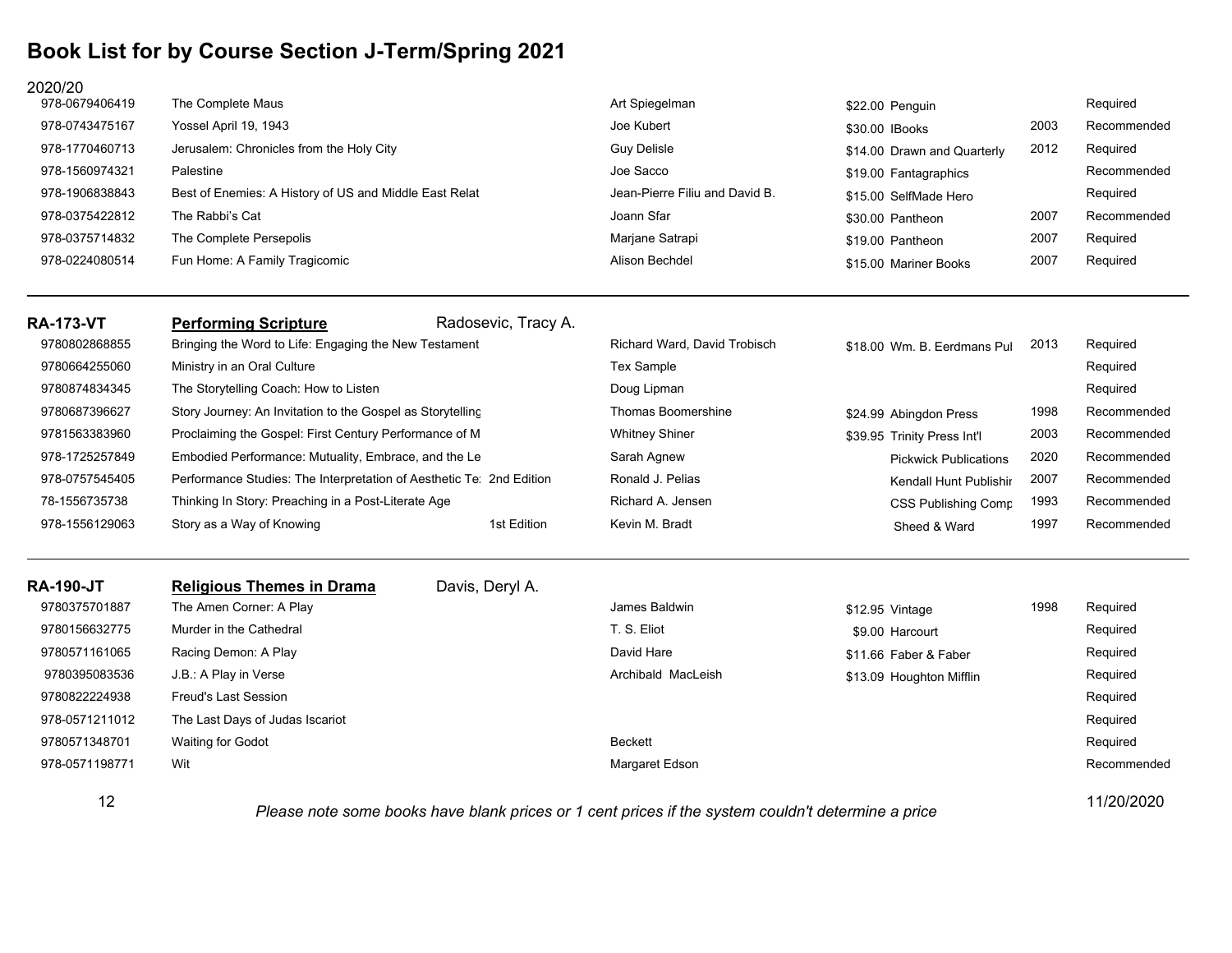# Book List for by Course Section J-Term/Spring 2021

2020/20

| ISBN | Title | Edition | Author | Price | Publisher | Year | Status |
|---|---|---|---|---|---|---|---|
| 978-0679406419 | The Complete Maus | | Art Spiegelman | $22.00 | Penguin | | Required |
| 978-0743475167 | Yossel April 19, 1943 | | Joe Kubert | $30.00 | IBooks | 2003 | Recommended |
| 978-1770460713 | Jerusalem: Chronicles from the Holy City | | Guy Delisle | $14.00 | Drawn and Quarterly | 2012 | Required |
| 978-1560974321 | Palestine | | Joe Sacco | $19.00 | Fantagraphics | | Recommended |
| 978-1906838843 | Best of Enemies: A History of US and Middle East Relat | | Jean-Pierre Filiu and David B. | $15.00 | SelfMade Hero | | Required |
| 978-0375422812 | The Rabbi's Cat | | Joann Sfar | $30.00 | Pantheon | 2007 | Recommended |
| 978-0375714832 | The Complete Persepolis | | Marjane Satrapi | $19.00 | Pantheon | 2007 | Required |
| 978-0224080514 | Fun Home: A Family Tragicomic | | Alison Bechdel | $15.00 | Mariner Books | 2007 | Required |

---

**RA-173-VT** **Performing Scripture** Radosevic, Tracy A.

| ISBN | Title | Edition | Author | Price | Publisher | Year | Status |
|---|---|---|---|---|---|---|---|
| 9780802868855 | Bringing the Word to Life: Engaging the New Testament | | Richard Ward, David Trobisch | $18.00 | Wm. B. Eerdmans Pul | 2013 | Required |
| 9780664255060 | Ministry in an Oral Culture | | Tex Sample | | | | Required |
| 9780874834345 | The Storytelling Coach: How to Listen | | Doug Lipman | | | | Required |
| 9780687396627 | Story Journey: An Invitation to the Gospel as Storytelling | | Thomas Boomershine | $24.99 | Abingdon Press | 1998 | Recommended |
| 9781563383960 | Proclaiming the Gospel: First Century Performance of M | | Whitney Shiner | $39.95 | Trinity Press Int'l | 2003 | Recommended |
| 978-1725257849 | Embodied Performance: Mutuality, Embrace, and the Le | | Sarah Agnew | | Pickwick Publications | 2020 | Recommended |
| 978-0757545405 | Performance Studies: The Interpretation of Aesthetic Te: | 2nd Edition | Ronald J. Pelias | | Kendall Hunt Publishir | 2007 | Recommended |
| 78-1556735738 | Thinking In Story: Preaching in a Post-Literate Age | | Richard A. Jensen | | CSS Publishing Comp | 1993 | Recommended |
| 978-1556129063 | Story as a Way of Knowing | 1st Edition | Kevin M. Bradt | | Sheed & Ward | 1997 | Recommended |

---

**RA-190-JT** **Religious Themes in Drama** Davis, Deryl A.

| ISBN | Title | Edition | Author | Price | Publisher | Year | Status |
|---|---|---|---|---|---|---|---|
| 9780375701887 | The Amen Corner: A Play | | James Baldwin | $12.95 | Vintage | 1998 | Required |
| 9780156632775 | Murder in the Cathedral | | T. S. Eliot | $9.00 | Harcourt | | Required |
| 9780571161065 | Racing Demon: A Play | | David Hare | $11.66 | Faber & Faber | | Required |
| 9780395083536 | J.B.: A Play in Verse | | Archibald MacLeish | $13.09 | Houghton Mifflin | | Required |
| 9780822224938 | Freud's Last Session | | | | | | Required |
| 978-0571211012 | The Last Days of Judas Iscariot | | | | | | Required |
| 9780571348701 | Waiting for Godot | | Beckett | | | | Required |
| 978-0571198771 | Wit | | Margaret Edson | | | | Recommended |

*Please note some books have blank prices or 1 cent prices if the system couldn't determine a price*

11/20/2020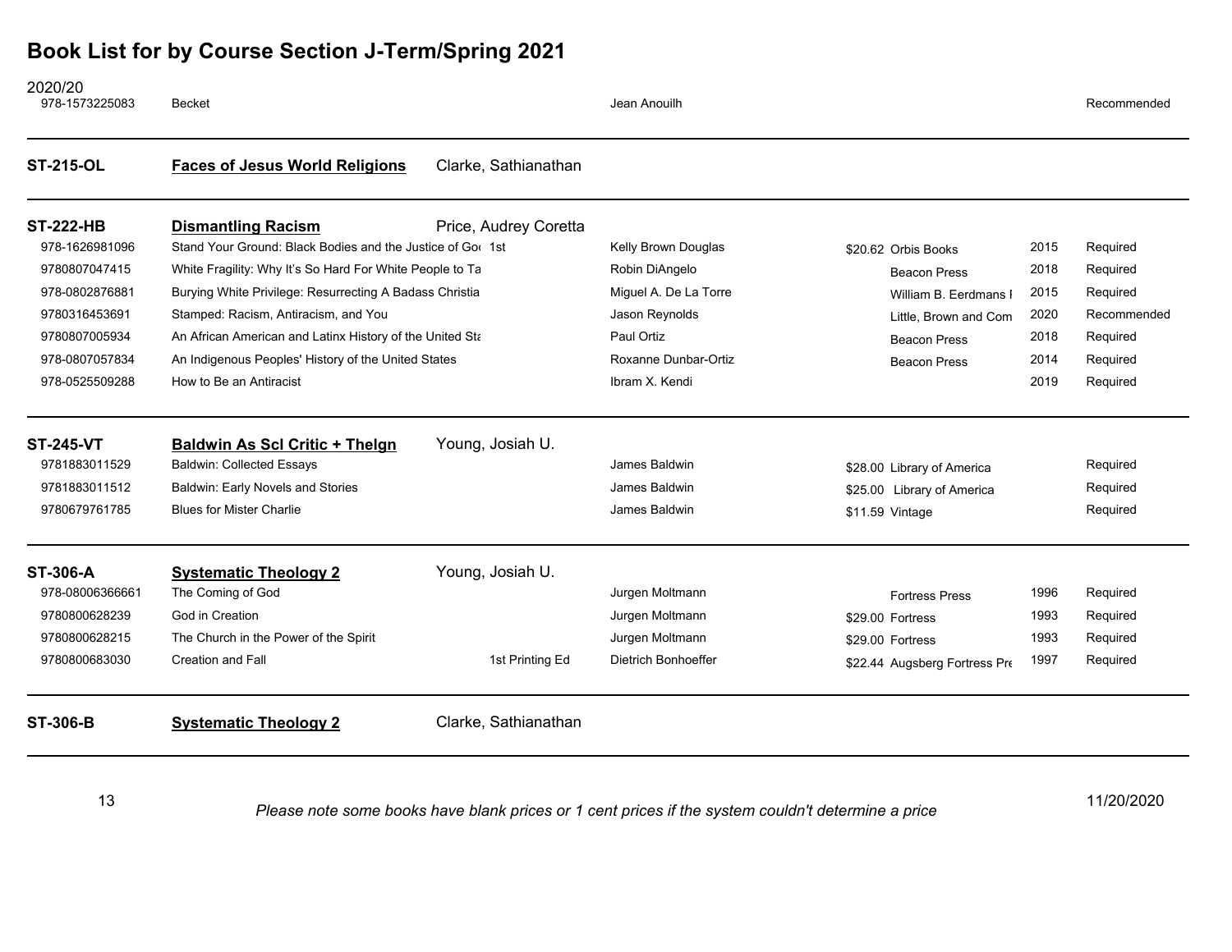# Book List for by Course Section J-Term/Spring 2021

2020/20

| ISBN | Title | Edition | Author | Price | Publisher | Year | Status |
|---|---|---|---|---|---|---|---|
| 978-1573225083 | Becket | | Jean Anouilh | | | | Recommended |

## ST-215-OL — **Faces of Jesus World Religions** — Clarke, Sathianathan

## ST-222-HB — **Dismantling Racism** — Price, Audrey Coretta

| ISBN | Title | Edition | Author | Price | Publisher | Year | Status |
|---|---|---|---|---|---|---|---|
| 978-1626981096 | Stand Your Ground: Black Bodies and the Justice of Goo | 1st | Kelly Brown Douglas | $20.62 | Orbis Books | 2015 | Required |
| 9780807047415 | White Fragility: Why It's So Hard For White People to Ta | | Robin DiAngelo | | Beacon Press | 2018 | Required |
| 978-0802876881 | Burying White Privilege: Resurrecting A Badass Christia | | Miguel A. De La Torre | | William B. Eerdmans I | 2015 | Required |
| 9780316453691 | Stamped: Racism, Antiracism, and You | | Jason Reynolds | | Little, Brown and Com | 2020 | Recommended |
| 9780807005934 | An African American and Latinx History of the United Sta | | Paul Ortiz | | Beacon Press | 2018 | Required |
| 978-0807057834 | An Indigenous Peoples' History of the United States | | Roxanne Dunbar-Ortiz | | Beacon Press | 2014 | Required |
| 978-0525509288 | How to Be an Antiracist | | Ibram X. Kendi | | | 2019 | Required |

## ST-245-VT — **Baldwin As Scl Critic + Thelgn** — Young, Josiah U.

| ISBN | Title | Edition | Author | Price | Publisher | Year | Status |
|---|---|---|---|---|---|---|---|
| 9781883011529 | Baldwin: Collected Essays | | James Baldwin | $28.00 | Library of America | | Required |
| 9781883011512 | Baldwin: Early Novels and Stories | | James Baldwin | $25.00 | Library of America | | Required |
| 9780679761785 | Blues for Mister Charlie | | James Baldwin | $11.59 | Vintage | | Required |

## ST-306-A — **Systematic Theology 2** — Young, Josiah U.

| ISBN | Title | Edition | Author | Price | Publisher | Year | Status |
|---|---|---|---|---|---|---|---|
| 978-08006366661 | The Coming of God | | Jurgen Moltmann | | Fortress Press | 1996 | Required |
| 9780800628239 | God in Creation | | Jurgen Moltmann | $29.00 | Fortress | 1993 | Required |
| 9780800628215 | The Church in the Power of the Spirit | | Jurgen Moltmann | $29.00 | Fortress | 1993 | Required |
| 9780800683030 | Creation and Fall | 1st Printing Ed | Dietrich Bonhoeffer | $22.44 | Augsberg Fortress Pre | 1997 | Required |

## ST-306-B — **Systematic Theology 2** — Clarke, Sathianathan

*Please note some books have blank prices or 1 cent prices if the system couldn't determine a price*

11/20/2020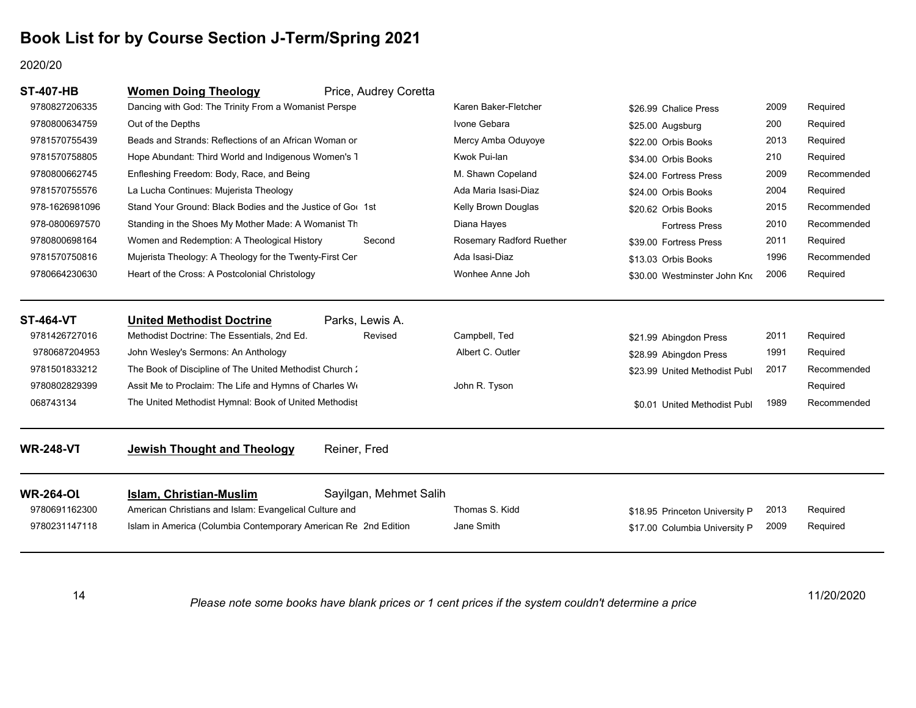# Book List for by Course Section J-Term/Spring 2021

2020/20

**ST-407-HB** | **Women Doing Theology** | Price, Audrey Coretta

| | | | | | | | |
|---|---|---|---|---|---|---|---|
| 9780827206335 | Dancing with God: The Trinity From a Womanist Perspe | | Karen Baker-Fletcher | $26.99 | Chalice Press | 2009 | Required |
| 9780800634759 | Out of the Depths | | Ivone Gebara | $25.00 | Augsburg | 200 | Required |
| 9781570755439 | Beads and Strands: Reflections of an African Woman or | | Mercy Amba Oduyoye | $22.00 | Orbis Books | 2013 | Required |
| 9781570758805 | Hope Abundant: Third World and Indigenous Women's T | | Kwok Pui-lan | $34.00 | Orbis Books | 210 | Required |
| 9780800662745 | Enfleshing Freedom: Body, Race, and Being | | M. Shawn Copeland | $24.00 | Fortress Press | 2009 | Recommended |
| 9781570755576 | La Lucha Continues: Mujerista Theology | | Ada Maria Isasi-Diaz | $24.00 | Orbis Books | 2004 | Required |
| 978-1626981096 | Stand Your Ground: Black Bodies and the Justice of Goo | 1st | Kelly Brown Douglas | $20.62 | Orbis Books | 2015 | Recommended |
| 978-0800697570 | Standing in the Shoes My Mother Made: A Womanist Th | | Diana Hayes | | Fortress Press | 2010 | Recommended |
| 9780800698164 | Women and Redemption: A Theological History | Second | Rosemary Radford Ruether | $39.00 | Fortress Press | 2011 | Required |
| 9781570750816 | Mujerista Theology: A Theology for the Twenty-First Cer | | Ada Isasi-Diaz | $13.03 | Orbis Books | 1996 | Recommended |
| 9780664230630 | Heart of the Cross: A Postcolonial Christology | | Wonhee Anne Joh | $30.00 | Westminster John Kno | 2006 | Required |

**ST-464-VT** | **United Methodist Doctrine** | Parks, Lewis A.

| | | | | | | | |
|---|---|---|---|---|---|---|---|
| 9781426727016 | Methodist Doctrine: The Essentials, 2nd Ed. | Revised | Campbell, Ted | $21.99 | Abingdon Press | 2011 | Required |
| 9780687204953 | John Wesley's Sermons: An Anthology | | Albert C. Outler | $28.99 | Abingdon Press | 1991 | Required |
| 9781501833212 | The Book of Discipline of The United Methodist Church 2 | | | $23.99 | United Methodist Publ | 2017 | Recommended |
| 9780802829399 | Assit Me to Proclaim: The Life and Hymns of Charles We | | John R. Tyson | | | | Required |
| 068743134 | The United Methodist Hymnal: Book of United Methodist | | | $0.01 | United Methodist Publ | 1989 | Recommended |

**WR-248-VT** | **Jewish Thought and Theology** | Reiner, Fred

**WR-264-OL** | **Islam, Christian-Muslim** | Sayilgan, Mehmet Salih

| | | | | | | | |
|---|---|---|---|---|---|---|---|
| 9780691162300 | American Christians and Islam: Evangelical Culture and | | Thomas S. Kidd | $18.95 | Princeton University P | 2013 | Required |
| 9780231147118 | Islam in America (Columbia Contemporary American Re | 2nd Edition | Jane Smith | $17.00 | Columbia University P | 2009 | Required |

*Please note some books have blank prices or 1 cent prices if the system couldn't determine a price*

11/20/2020